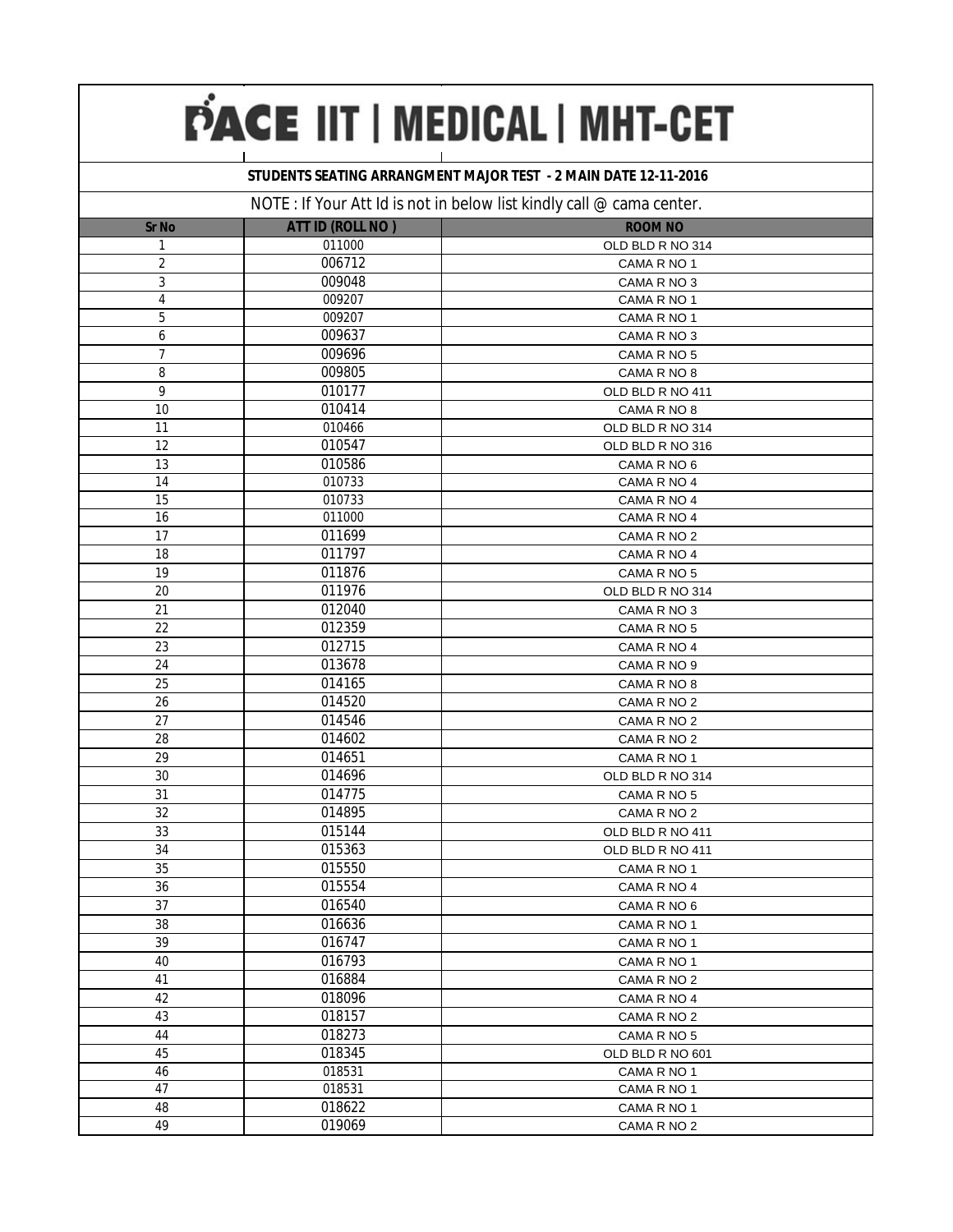# PACE IIT | MEDICAL | MHT-CET

## STUDENTS SEATING ARRANGMENT MAJOR TEST - 2 MAIN DATE 12-11-2016

NOTE : If Your Att Id is not in below list kindly call @ cama center.

| Sr No | ATT ID (ROLL NO ) | ROOM NO |
|---|---|---|
| 1 | 011000 | OLD BLD R NO 314 |
| 2 | 006712 | CAMA R NO 1 |
| 3 | 009048 | CAMA R NO 3 |
| 4 | 009207 | CAMA R NO 1 |
| 5 | 009207 | CAMA R NO 1 |
| 6 | 009637 | CAMA R NO 3 |
| 7 | 009696 | CAMA R NO 5 |
| 8 | 009805 | CAMA R NO 8 |
| 9 | 010177 | OLD BLD R NO 411 |
| 10 | 010414 | CAMA R NO 8 |
| 11 | 010466 | OLD BLD R NO 314 |
| 12 | 010547 | OLD BLD R NO 316 |
| 13 | 010586 | CAMA R NO 6 |
| 14 | 010733 | CAMA R NO 4 |
| 15 | 010733 | CAMA R NO 4 |
| 16 | 011000 | CAMA R NO 4 |
| 17 | 011699 | CAMA R NO 2 |
| 18 | 011797 | CAMA R NO 4 |
| 19 | 011876 | CAMA R NO 5 |
| 20 | 011976 | OLD BLD R NO 314 |
| 21 | 012040 | CAMA R NO 3 |
| 22 | 012359 | CAMA R NO 5 |
| 23 | 012715 | CAMA R NO 4 |
| 24 | 013678 | CAMA R NO 9 |
| 25 | 014165 | CAMA R NO 8 |
| 26 | 014520 | CAMA R NO 2 |
| 27 | 014546 | CAMA R NO 2 |
| 28 | 014602 | CAMA R NO 2 |
| 29 | 014651 | CAMA R NO 1 |
| 30 | 014696 | OLD BLD R NO 314 |
| 31 | 014775 | CAMA R NO 5 |
| 32 | 014895 | CAMA R NO 2 |
| 33 | 015144 | OLD BLD R NO 411 |
| 34 | 015363 | OLD BLD R NO 411 |
| 35 | 015550 | CAMA R NO 1 |
| 36 | 015554 | CAMA R NO 4 |
| 37 | 016540 | CAMA R NO 6 |
| 38 | 016636 | CAMA R NO 1 |
| 39 | 016747 | CAMA R NO 1 |
| 40 | 016793 | CAMA R NO 1 |
| 41 | 016884 | CAMA R NO 2 |
| 42 | 018096 | CAMA R NO 4 |
| 43 | 018157 | CAMA R NO 2 |
| 44 | 018273 | CAMA R NO 5 |
| 45 | 018345 | OLD BLD R NO 601 |
| 46 | 018531 | CAMA R NO 1 |
| 47 | 018531 | CAMA R NO 1 |
| 48 | 018622 | CAMA R NO 1 |
| 49 | 019069 | CAMA R NO 2 |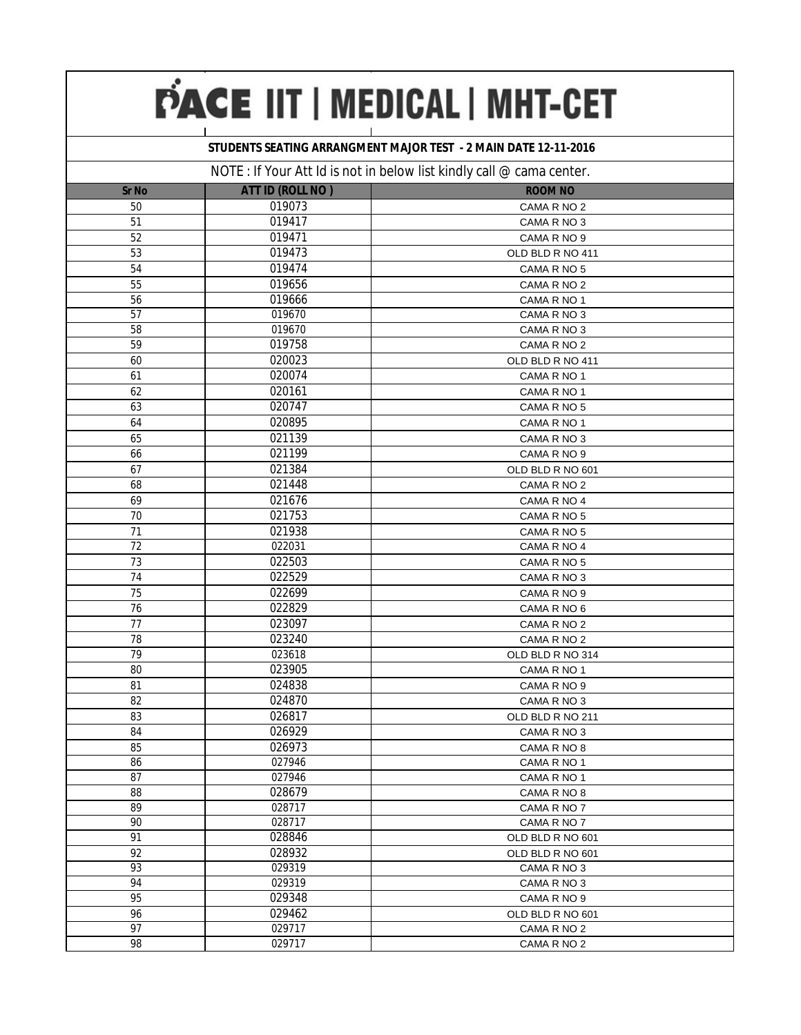# PACE IIT | MEDICAL | MHT-CET

**STUDENTS SEATING ARRANGMENT MAJOR TEST - 2 MAIN DATE 12-11-2016**

NOTE : If Your Att Id is not in below list kindly call @ cama center.

| Sr No | ATT ID (ROLL NO ) | ROOM NO |
|---|---|---|
| 50 | 019073 | CAMA R NO 2 |
| 51 | 019417 | CAMA R NO 3 |
| 52 | 019471 | CAMA R NO 9 |
| 53 | 019473 | OLD BLD R NO 411 |
| 54 | 019474 | CAMA R NO 5 |
| 55 | 019656 | CAMA R NO 2 |
| 56 | 019666 | CAMA R NO 1 |
| 57 | 019670 | CAMA R NO 3 |
| 58 | 019670 | CAMA R NO 3 |
| 59 | 019758 | CAMA R NO 2 |
| 60 | 020023 | OLD BLD R NO 411 |
| 61 | 020074 | CAMA R NO 1 |
| 62 | 020161 | CAMA R NO 1 |
| 63 | 020747 | CAMA R NO 5 |
| 64 | 020895 | CAMA R NO 1 |
| 65 | 021139 | CAMA R NO 3 |
| 66 | 021199 | CAMA R NO 9 |
| 67 | 021384 | OLD BLD R NO 601 |
| 68 | 021448 | CAMA R NO 2 |
| 69 | 021676 | CAMA R NO 4 |
| 70 | 021753 | CAMA R NO 5 |
| 71 | 021938 | CAMA R NO 5 |
| 72 | 022031 | CAMA R NO 4 |
| 73 | 022503 | CAMA R NO 5 |
| 74 | 022529 | CAMA R NO 3 |
| 75 | 022699 | CAMA R NO 9 |
| 76 | 022829 | CAMA R NO 6 |
| 77 | 023097 | CAMA R NO 2 |
| 78 | 023240 | CAMA R NO 2 |
| 79 | 023618 | OLD BLD R NO 314 |
| 80 | 023905 | CAMA R NO 1 |
| 81 | 024838 | CAMA R NO 9 |
| 82 | 024870 | CAMA R NO 3 |
| 83 | 026817 | OLD BLD R NO 211 |
| 84 | 026929 | CAMA R NO 3 |
| 85 | 026973 | CAMA R NO 8 |
| 86 | 027946 | CAMA R NO 1 |
| 87 | 027946 | CAMA R NO 1 |
| 88 | 028679 | CAMA R NO 8 |
| 89 | 028717 | CAMA R NO 7 |
| 90 | 028717 | CAMA R NO 7 |
| 91 | 028846 | OLD BLD R NO 601 |
| 92 | 028932 | OLD BLD R NO 601 |
| 93 | 029319 | CAMA R NO 3 |
| 94 | 029319 | CAMA R NO 3 |
| 95 | 029348 | CAMA R NO 9 |
| 96 | 029462 | OLD BLD R NO 601 |
| 97 | 029717 | CAMA R NO 2 |
| 98 | 029717 | CAMA R NO 2 |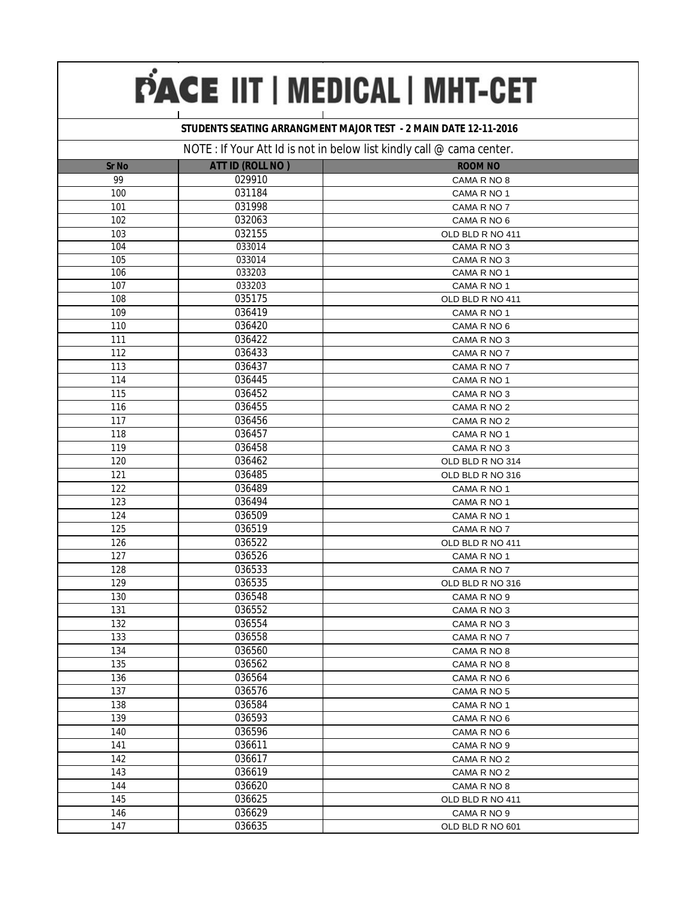# PACE IIT | MEDICAL | MHT-CET

**STUDENTS SEATING ARRANGMENT MAJOR TEST - 2 MAIN DATE 12-11-2016**

NOTE : If Your Att Id is not in below list kindly call @ cama center.

| Sr No | ATT ID (ROLL NO ) | ROOM NO |
|---|---|---|
| 99 | 029910 | CAMA R NO 8 |
| 100 | 031184 | CAMA R NO 1 |
| 101 | 031998 | CAMA R NO 7 |
| 102 | 032063 | CAMA R NO 6 |
| 103 | 032155 | OLD BLD R NO 411 |
| 104 | 033014 | CAMA R NO 3 |
| 105 | 033014 | CAMA R NO 3 |
| 106 | 033203 | CAMA R NO 1 |
| 107 | 033203 | CAMA R NO 1 |
| 108 | 035175 | OLD BLD R NO 411 |
| 109 | 036419 | CAMA R NO 1 |
| 110 | 036420 | CAMA R NO 6 |
| 111 | 036422 | CAMA R NO 3 |
| 112 | 036433 | CAMA R NO 7 |
| 113 | 036437 | CAMA R NO 7 |
| 114 | 036445 | CAMA R NO 1 |
| 115 | 036452 | CAMA R NO 3 |
| 116 | 036455 | CAMA R NO 2 |
| 117 | 036456 | CAMA R NO 2 |
| 118 | 036457 | CAMA R NO 1 |
| 119 | 036458 | CAMA R NO 3 |
| 120 | 036462 | OLD BLD R NO 314 |
| 121 | 036485 | OLD BLD R NO 316 |
| 122 | 036489 | CAMA R NO 1 |
| 123 | 036494 | CAMA R NO 1 |
| 124 | 036509 | CAMA R NO 1 |
| 125 | 036519 | CAMA R NO 7 |
| 126 | 036522 | OLD BLD R NO 411 |
| 127 | 036526 | CAMA R NO 1 |
| 128 | 036533 | CAMA R NO 7 |
| 129 | 036535 | OLD BLD R NO 316 |
| 130 | 036548 | CAMA R NO 9 |
| 131 | 036552 | CAMA R NO 3 |
| 132 | 036554 | CAMA R NO 3 |
| 133 | 036558 | CAMA R NO 7 |
| 134 | 036560 | CAMA R NO 8 |
| 135 | 036562 | CAMA R NO 8 |
| 136 | 036564 | CAMA R NO 6 |
| 137 | 036576 | CAMA R NO 5 |
| 138 | 036584 | CAMA R NO 1 |
| 139 | 036593 | CAMA R NO 6 |
| 140 | 036596 | CAMA R NO 6 |
| 141 | 036611 | CAMA R NO 9 |
| 142 | 036617 | CAMA R NO 2 |
| 143 | 036619 | CAMA R NO 2 |
| 144 | 036620 | CAMA R NO 8 |
| 145 | 036625 | OLD BLD R NO 411 |
| 146 | 036629 | CAMA R NO 9 |
| 147 | 036635 | OLD BLD R NO 601 |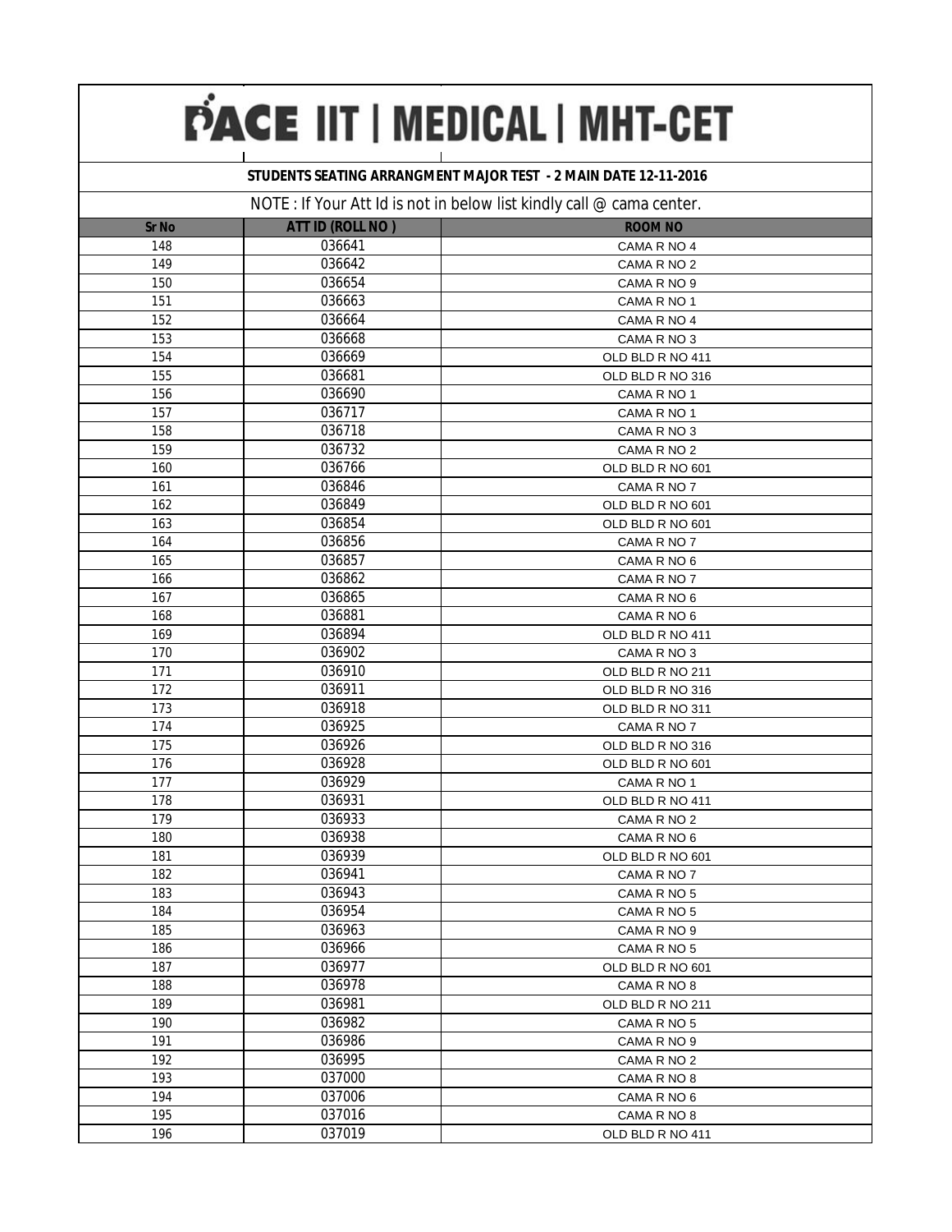# PACE IIT | MEDICAL | MHT-CET

**STUDENTS SEATING ARRANGMENT MAJOR TEST - 2 MAIN DATE 12-11-2016**

NOTE : If Your Att Id is not in below list kindly call @ cama center.

| Sr No | ATT ID (ROLL NO ) | ROOM NO |
|---|---|---|
| 148 | 036641 | CAMA R NO 4 |
| 149 | 036642 | CAMA R NO 2 |
| 150 | 036654 | CAMA R NO 9 |
| 151 | 036663 | CAMA R NO 1 |
| 152 | 036664 | CAMA R NO 4 |
| 153 | 036668 | CAMA R NO 3 |
| 154 | 036669 | OLD BLD R NO 411 |
| 155 | 036681 | OLD BLD R NO 316 |
| 156 | 036690 | CAMA R NO 1 |
| 157 | 036717 | CAMA R NO 1 |
| 158 | 036718 | CAMA R NO 3 |
| 159 | 036732 | CAMA R NO 2 |
| 160 | 036766 | OLD BLD R NO 601 |
| 161 | 036846 | CAMA R NO 7 |
| 162 | 036849 | OLD BLD R NO 601 |
| 163 | 036854 | OLD BLD R NO 601 |
| 164 | 036856 | CAMA R NO 7 |
| 165 | 036857 | CAMA R NO 6 |
| 166 | 036862 | CAMA R NO 7 |
| 167 | 036865 | CAMA R NO 6 |
| 168 | 036881 | CAMA R NO 6 |
| 169 | 036894 | OLD BLD R NO 411 |
| 170 | 036902 | CAMA R NO 3 |
| 171 | 036910 | OLD BLD R NO 211 |
| 172 | 036911 | OLD BLD R NO 316 |
| 173 | 036918 | OLD BLD R NO 311 |
| 174 | 036925 | CAMA R NO 7 |
| 175 | 036926 | OLD BLD R NO 316 |
| 176 | 036928 | OLD BLD R NO 601 |
| 177 | 036929 | CAMA R NO 1 |
| 178 | 036931 | OLD BLD R NO 411 |
| 179 | 036933 | CAMA R NO 2 |
| 180 | 036938 | CAMA R NO 6 |
| 181 | 036939 | OLD BLD R NO 601 |
| 182 | 036941 | CAMA R NO 7 |
| 183 | 036943 | CAMA R NO 5 |
| 184 | 036954 | CAMA R NO 5 |
| 185 | 036963 | CAMA R NO 9 |
| 186 | 036966 | CAMA R NO 5 |
| 187 | 036977 | OLD BLD R NO 601 |
| 188 | 036978 | CAMA R NO 8 |
| 189 | 036981 | OLD BLD R NO 211 |
| 190 | 036982 | CAMA R NO 5 |
| 191 | 036986 | CAMA R NO 9 |
| 192 | 036995 | CAMA R NO 2 |
| 193 | 037000 | CAMA R NO 8 |
| 194 | 037006 | CAMA R NO 6 |
| 195 | 037016 | CAMA R NO 8 |
| 196 | 037019 | OLD BLD R NO 411 |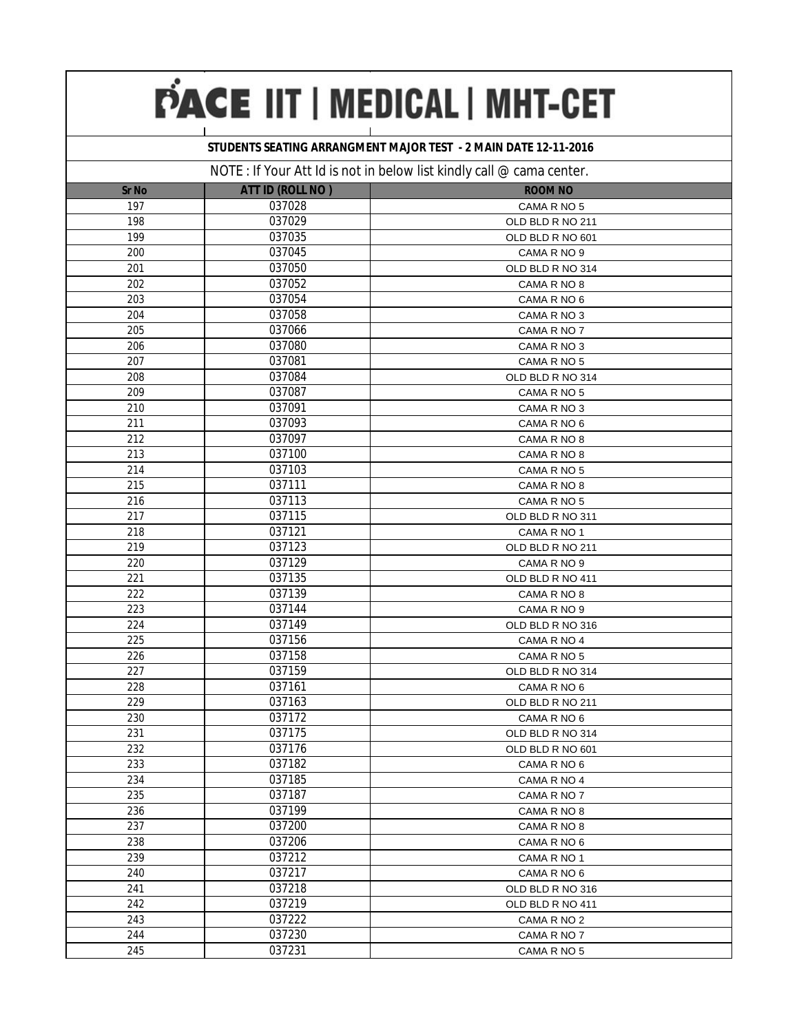# PACE IIT | MEDICAL | MHT-CET

**STUDENTS SEATING ARRANGMENT MAJOR TEST - 2 MAIN DATE 12-11-2016**

NOTE : If Your Att Id is not in below list kindly call @ cama center.

| Sr No | ATT ID (ROLL NO ) | ROOM NO |
|---|---|---|
| 197 | 037028 | CAMA R NO 5 |
| 198 | 037029 | OLD BLD R NO 211 |
| 199 | 037035 | OLD BLD R NO 601 |
| 200 | 037045 | CAMA R NO 9 |
| 201 | 037050 | OLD BLD R NO 314 |
| 202 | 037052 | CAMA R NO 8 |
| 203 | 037054 | CAMA R NO 6 |
| 204 | 037058 | CAMA R NO 3 |
| 205 | 037066 | CAMA R NO 7 |
| 206 | 037080 | CAMA R NO 3 |
| 207 | 037081 | CAMA R NO 5 |
| 208 | 037084 | OLD BLD R NO 314 |
| 209 | 037087 | CAMA R NO 5 |
| 210 | 037091 | CAMA R NO 3 |
| 211 | 037093 | CAMA R NO 6 |
| 212 | 037097 | CAMA R NO 8 |
| 213 | 037100 | CAMA R NO 8 |
| 214 | 037103 | CAMA R NO 5 |
| 215 | 037111 | CAMA R NO 8 |
| 216 | 037113 | CAMA R NO 5 |
| 217 | 037115 | OLD BLD R NO 311 |
| 218 | 037121 | CAMA R NO 1 |
| 219 | 037123 | OLD BLD R NO 211 |
| 220 | 037129 | CAMA R NO 9 |
| 221 | 037135 | OLD BLD R NO 411 |
| 222 | 037139 | CAMA R NO 8 |
| 223 | 037144 | CAMA R NO 9 |
| 224 | 037149 | OLD BLD R NO 316 |
| 225 | 037156 | CAMA R NO 4 |
| 226 | 037158 | CAMA R NO 5 |
| 227 | 037159 | OLD BLD R NO 314 |
| 228 | 037161 | CAMA R NO 6 |
| 229 | 037163 | OLD BLD R NO 211 |
| 230 | 037172 | CAMA R NO 6 |
| 231 | 037175 | OLD BLD R NO 314 |
| 232 | 037176 | OLD BLD R NO 601 |
| 233 | 037182 | CAMA R NO 6 |
| 234 | 037185 | CAMA R NO 4 |
| 235 | 037187 | CAMA R NO 7 |
| 236 | 037199 | CAMA R NO 8 |
| 237 | 037200 | CAMA R NO 8 |
| 238 | 037206 | CAMA R NO 6 |
| 239 | 037212 | CAMA R NO 1 |
| 240 | 037217 | CAMA R NO 6 |
| 241 | 037218 | OLD BLD R NO 316 |
| 242 | 037219 | OLD BLD R NO 411 |
| 243 | 037222 | CAMA R NO 2 |
| 244 | 037230 | CAMA R NO 7 |
| 245 | 037231 | CAMA R NO 5 |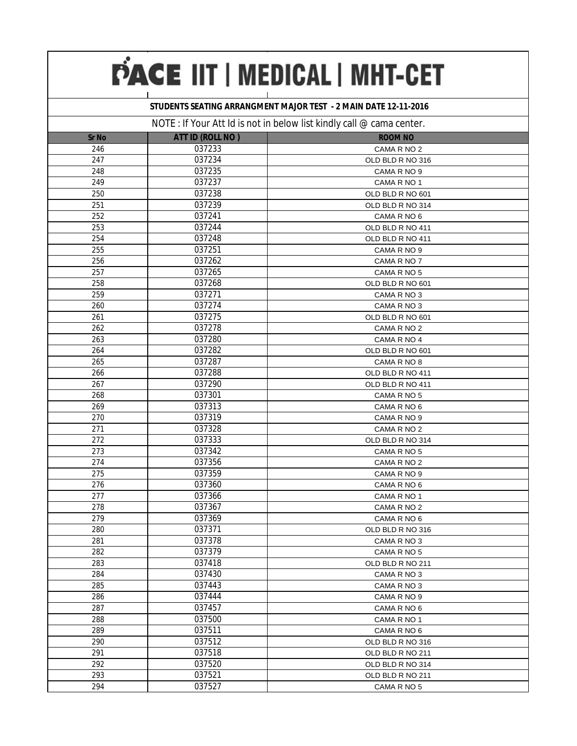# PACE IIT | MEDICAL | MHT-CET

**STUDENTS SEATING ARRANGMENT MAJOR TEST - 2 MAIN DATE 12-11-2016**

NOTE : If Your Att Id is not in below list kindly call @ cama center.

| Sr No | ATT ID (ROLL NO ) | ROOM NO |
|---|---|---|
| 246 | 037233 | CAMA R NO 2 |
| 247 | 037234 | OLD BLD R NO 316 |
| 248 | 037235 | CAMA R NO 9 |
| 249 | 037237 | CAMA R NO 1 |
| 250 | 037238 | OLD BLD R NO 601 |
| 251 | 037239 | OLD BLD R NO 314 |
| 252 | 037241 | CAMA R NO 6 |
| 253 | 037244 | OLD BLD R NO 411 |
| 254 | 037248 | OLD BLD R NO 411 |
| 255 | 037251 | CAMA R NO 9 |
| 256 | 037262 | CAMA R NO 7 |
| 257 | 037265 | CAMA R NO 5 |
| 258 | 037268 | OLD BLD R NO 601 |
| 259 | 037271 | CAMA R NO 3 |
| 260 | 037274 | CAMA R NO 3 |
| 261 | 037275 | OLD BLD R NO 601 |
| 262 | 037278 | CAMA R NO 2 |
| 263 | 037280 | CAMA R NO 4 |
| 264 | 037282 | OLD BLD R NO 601 |
| 265 | 037287 | CAMA R NO 8 |
| 266 | 037288 | OLD BLD R NO 411 |
| 267 | 037290 | OLD BLD R NO 411 |
| 268 | 037301 | CAMA R NO 5 |
| 269 | 037313 | CAMA R NO 6 |
| 270 | 037319 | CAMA R NO 9 |
| 271 | 037328 | CAMA R NO 2 |
| 272 | 037333 | OLD BLD R NO 314 |
| 273 | 037342 | CAMA R NO 5 |
| 274 | 037356 | CAMA R NO 2 |
| 275 | 037359 | CAMA R NO 9 |
| 276 | 037360 | CAMA R NO 6 |
| 277 | 037366 | CAMA R NO 1 |
| 278 | 037367 | CAMA R NO 2 |
| 279 | 037369 | CAMA R NO 6 |
| 280 | 037371 | OLD BLD R NO 316 |
| 281 | 037378 | CAMA R NO 3 |
| 282 | 037379 | CAMA R NO 5 |
| 283 | 037418 | OLD BLD R NO 211 |
| 284 | 037430 | CAMA R NO 3 |
| 285 | 037443 | CAMA R NO 3 |
| 286 | 037444 | CAMA R NO 9 |
| 287 | 037457 | CAMA R NO 6 |
| 288 | 037500 | CAMA R NO 1 |
| 289 | 037511 | CAMA R NO 6 |
| 290 | 037512 | OLD BLD R NO 316 |
| 291 | 037518 | OLD BLD R NO 211 |
| 292 | 037520 | OLD BLD R NO 314 |
| 293 | 037521 | OLD BLD R NO 211 |
| 294 | 037527 | CAMA R NO 5 |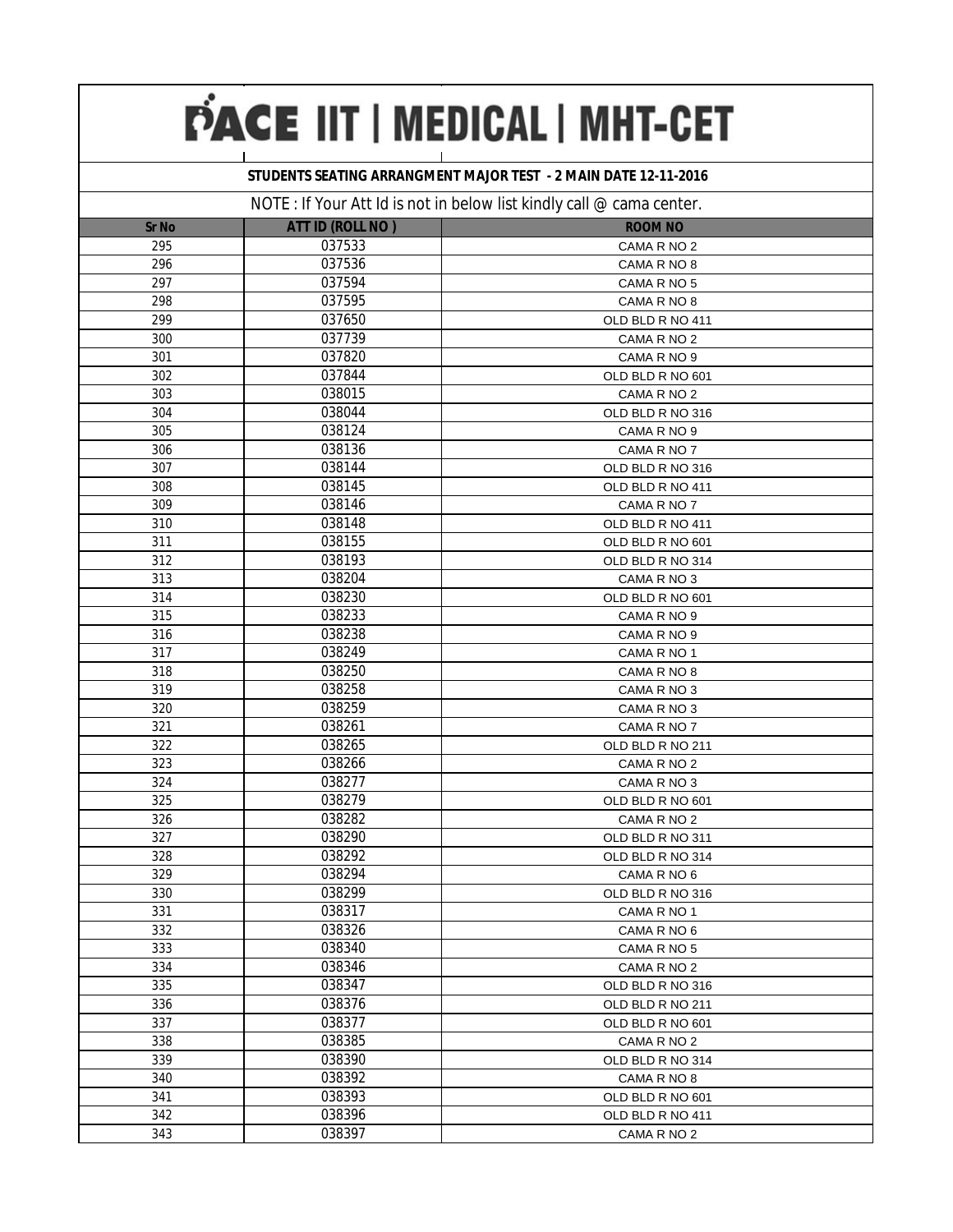# PACE IIT | MEDICAL | MHT-CET

**STUDENTS SEATING ARRANGMENT MAJOR TEST - 2 MAIN DATE 12-11-2016**

NOTE : If Your Att Id is not in below list kindly call @ cama center.

| Sr No | ATT ID (ROLL NO ) | ROOM NO |
|---|---|---|
| 295 | 037533 | CAMA R NO 2 |
| 296 | 037536 | CAMA R NO 8 |
| 297 | 037594 | CAMA R NO 5 |
| 298 | 037595 | CAMA R NO 8 |
| 299 | 037650 | OLD BLD R NO 411 |
| 300 | 037739 | CAMA R NO 2 |
| 301 | 037820 | CAMA R NO 9 |
| 302 | 037844 | OLD BLD R NO 601 |
| 303 | 038015 | CAMA R NO 2 |
| 304 | 038044 | OLD BLD R NO 316 |
| 305 | 038124 | CAMA R NO 9 |
| 306 | 038136 | CAMA R NO 7 |
| 307 | 038144 | OLD BLD R NO 316 |
| 308 | 038145 | OLD BLD R NO 411 |
| 309 | 038146 | CAMA R NO 7 |
| 310 | 038148 | OLD BLD R NO 411 |
| 311 | 038155 | OLD BLD R NO 601 |
| 312 | 038193 | OLD BLD R NO 314 |
| 313 | 038204 | CAMA R NO 3 |
| 314 | 038230 | OLD BLD R NO 601 |
| 315 | 038233 | CAMA R NO 9 |
| 316 | 038238 | CAMA R NO 9 |
| 317 | 038249 | CAMA R NO 1 |
| 318 | 038250 | CAMA R NO 8 |
| 319 | 038258 | CAMA R NO 3 |
| 320 | 038259 | CAMA R NO 3 |
| 321 | 038261 | CAMA R NO 7 |
| 322 | 038265 | OLD BLD R NO 211 |
| 323 | 038266 | CAMA R NO 2 |
| 324 | 038277 | CAMA R NO 3 |
| 325 | 038279 | OLD BLD R NO 601 |
| 326 | 038282 | CAMA R NO 2 |
| 327 | 038290 | OLD BLD R NO 311 |
| 328 | 038292 | OLD BLD R NO 314 |
| 329 | 038294 | CAMA R NO 6 |
| 330 | 038299 | OLD BLD R NO 316 |
| 331 | 038317 | CAMA R NO 1 |
| 332 | 038326 | CAMA R NO 6 |
| 333 | 038340 | CAMA R NO 5 |
| 334 | 038346 | CAMA R NO 2 |
| 335 | 038347 | OLD BLD R NO 316 |
| 336 | 038376 | OLD BLD R NO 211 |
| 337 | 038377 | OLD BLD R NO 601 |
| 338 | 038385 | CAMA R NO 2 |
| 339 | 038390 | OLD BLD R NO 314 |
| 340 | 038392 | CAMA R NO 8 |
| 341 | 038393 | OLD BLD R NO 601 |
| 342 | 038396 | OLD BLD R NO 411 |
| 343 | 038397 | CAMA R NO 2 |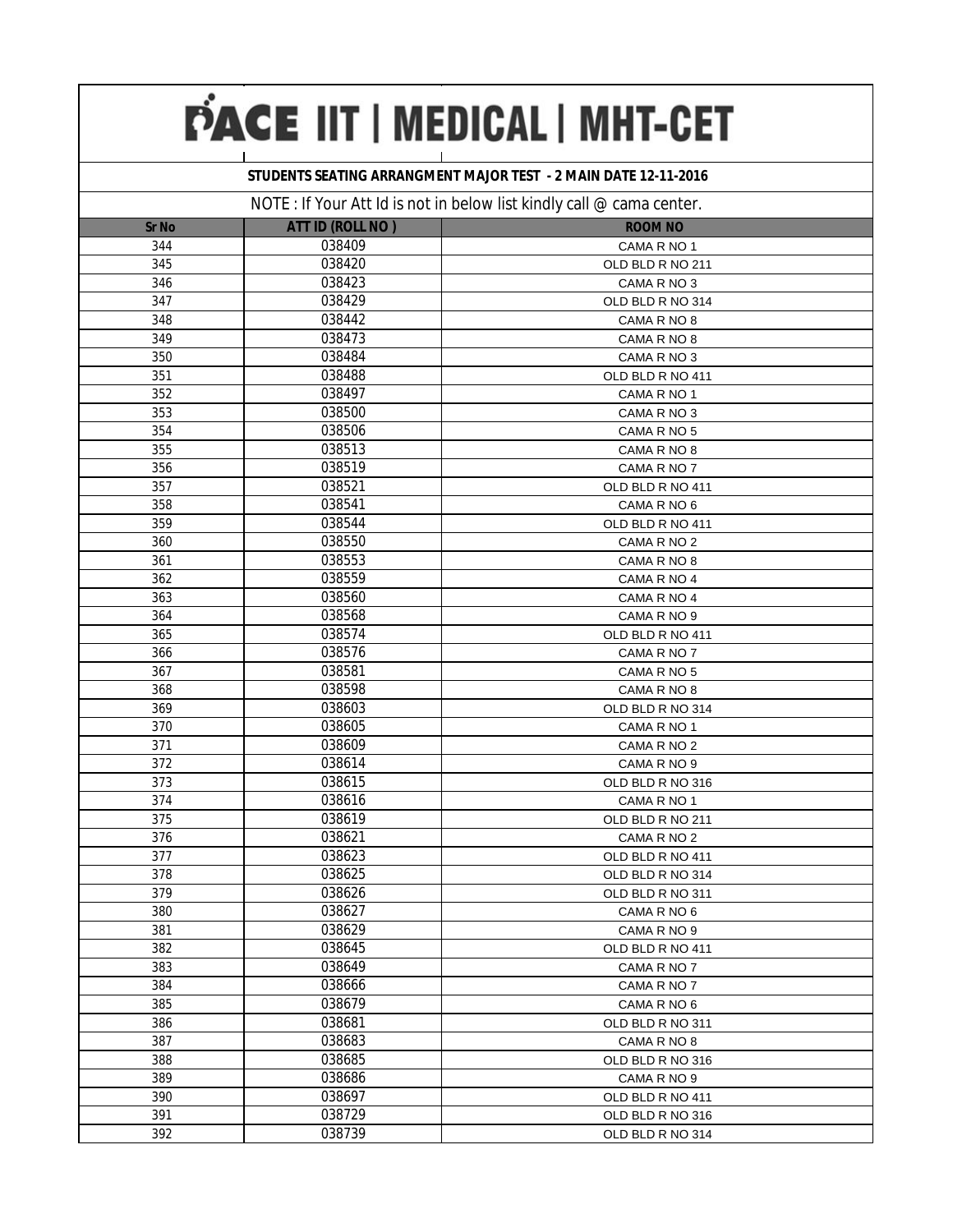# PACE IIT | MEDICAL | MHT-CET

**STUDENTS SEATING ARRANGMENT MAJOR TEST - 2 MAIN DATE 12-11-2016**

NOTE : If Your Att Id is not in below list kindly call @ cama center.

| Sr No | ATT ID (ROLL NO ) | ROOM NO |
|---|---|---|
| 344 | 038409 | CAMA R NO 1 |
| 345 | 038420 | OLD BLD R NO 211 |
| 346 | 038423 | CAMA R NO 3 |
| 347 | 038429 | OLD BLD R NO 314 |
| 348 | 038442 | CAMA R NO 8 |
| 349 | 038473 | CAMA R NO 8 |
| 350 | 038484 | CAMA R NO 3 |
| 351 | 038488 | OLD BLD R NO 411 |
| 352 | 038497 | CAMA R NO 1 |
| 353 | 038500 | CAMA R NO 3 |
| 354 | 038506 | CAMA R NO 5 |
| 355 | 038513 | CAMA R NO 8 |
| 356 | 038519 | CAMA R NO 7 |
| 357 | 038521 | OLD BLD R NO 411 |
| 358 | 038541 | CAMA R NO 6 |
| 359 | 038544 | OLD BLD R NO 411 |
| 360 | 038550 | CAMA R NO 2 |
| 361 | 038553 | CAMA R NO 8 |
| 362 | 038559 | CAMA R NO 4 |
| 363 | 038560 | CAMA R NO 4 |
| 364 | 038568 | CAMA R NO 9 |
| 365 | 038574 | OLD BLD R NO 411 |
| 366 | 038576 | CAMA R NO 7 |
| 367 | 038581 | CAMA R NO 5 |
| 368 | 038598 | CAMA R NO 8 |
| 369 | 038603 | OLD BLD R NO 314 |
| 370 | 038605 | CAMA R NO 1 |
| 371 | 038609 | CAMA R NO 2 |
| 372 | 038614 | CAMA R NO 9 |
| 373 | 038615 | OLD BLD R NO 316 |
| 374 | 038616 | CAMA R NO 1 |
| 375 | 038619 | OLD BLD R NO 211 |
| 376 | 038621 | CAMA R NO 2 |
| 377 | 038623 | OLD BLD R NO 411 |
| 378 | 038625 | OLD BLD R NO 314 |
| 379 | 038626 | OLD BLD R NO 311 |
| 380 | 038627 | CAMA R NO 6 |
| 381 | 038629 | CAMA R NO 9 |
| 382 | 038645 | OLD BLD R NO 411 |
| 383 | 038649 | CAMA R NO 7 |
| 384 | 038666 | CAMA R NO 7 |
| 385 | 038679 | CAMA R NO 6 |
| 386 | 038681 | OLD BLD R NO 311 |
| 387 | 038683 | CAMA R NO 8 |
| 388 | 038685 | OLD BLD R NO 316 |
| 389 | 038686 | CAMA R NO 9 |
| 390 | 038697 | OLD BLD R NO 411 |
| 391 | 038729 | OLD BLD R NO 316 |
| 392 | 038739 | OLD BLD R NO 314 |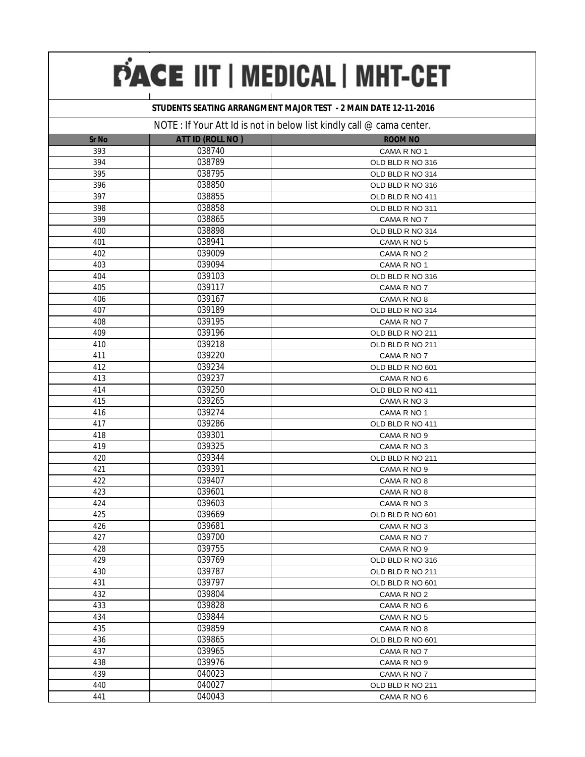# PACE IIT | MEDICAL | MHT-CET

**STUDENTS SEATING ARRANGMENT MAJOR TEST - 2 MAIN DATE 12-11-2016**

NOTE : If Your Att Id is not in below list kindly call @ cama center.

| Sr No | ATT ID (ROLL NO ) | ROOM NO |
|---|---|---|
| 393 | 038740 | CAMA R NO 1 |
| 394 | 038789 | OLD BLD R NO 316 |
| 395 | 038795 | OLD BLD R NO 314 |
| 396 | 038850 | OLD BLD R NO 316 |
| 397 | 038855 | OLD BLD R NO 411 |
| 398 | 038858 | OLD BLD R NO 311 |
| 399 | 038865 | CAMA R NO 7 |
| 400 | 038898 | OLD BLD R NO 314 |
| 401 | 038941 | CAMA R NO 5 |
| 402 | 039009 | CAMA R NO 2 |
| 403 | 039094 | CAMA R NO 1 |
| 404 | 039103 | OLD BLD R NO 316 |
| 405 | 039117 | CAMA R NO 7 |
| 406 | 039167 | CAMA R NO 8 |
| 407 | 039189 | OLD BLD R NO 314 |
| 408 | 039195 | CAMA R NO 7 |
| 409 | 039196 | OLD BLD R NO 211 |
| 410 | 039218 | OLD BLD R NO 211 |
| 411 | 039220 | CAMA R NO 7 |
| 412 | 039234 | OLD BLD R NO 601 |
| 413 | 039237 | CAMA R NO 6 |
| 414 | 039250 | OLD BLD R NO 411 |
| 415 | 039265 | CAMA R NO 3 |
| 416 | 039274 | CAMA R NO 1 |
| 417 | 039286 | OLD BLD R NO 411 |
| 418 | 039301 | CAMA R NO 9 |
| 419 | 039325 | CAMA R NO 3 |
| 420 | 039344 | OLD BLD R NO 211 |
| 421 | 039391 | CAMA R NO 9 |
| 422 | 039407 | CAMA R NO 8 |
| 423 | 039601 | CAMA R NO 8 |
| 424 | 039603 | CAMA R NO 3 |
| 425 | 039669 | OLD BLD R NO 601 |
| 426 | 039681 | CAMA R NO 3 |
| 427 | 039700 | CAMA R NO 7 |
| 428 | 039755 | CAMA R NO 9 |
| 429 | 039769 | OLD BLD R NO 316 |
| 430 | 039787 | OLD BLD R NO 211 |
| 431 | 039797 | OLD BLD R NO 601 |
| 432 | 039804 | CAMA R NO 2 |
| 433 | 039828 | CAMA R NO 6 |
| 434 | 039844 | CAMA R NO 5 |
| 435 | 039859 | CAMA R NO 8 |
| 436 | 039865 | OLD BLD R NO 601 |
| 437 | 039965 | CAMA R NO 7 |
| 438 | 039976 | CAMA R NO 9 |
| 439 | 040023 | CAMA R NO 7 |
| 440 | 040027 | OLD BLD R NO 211 |
| 441 | 040043 | CAMA R NO 6 |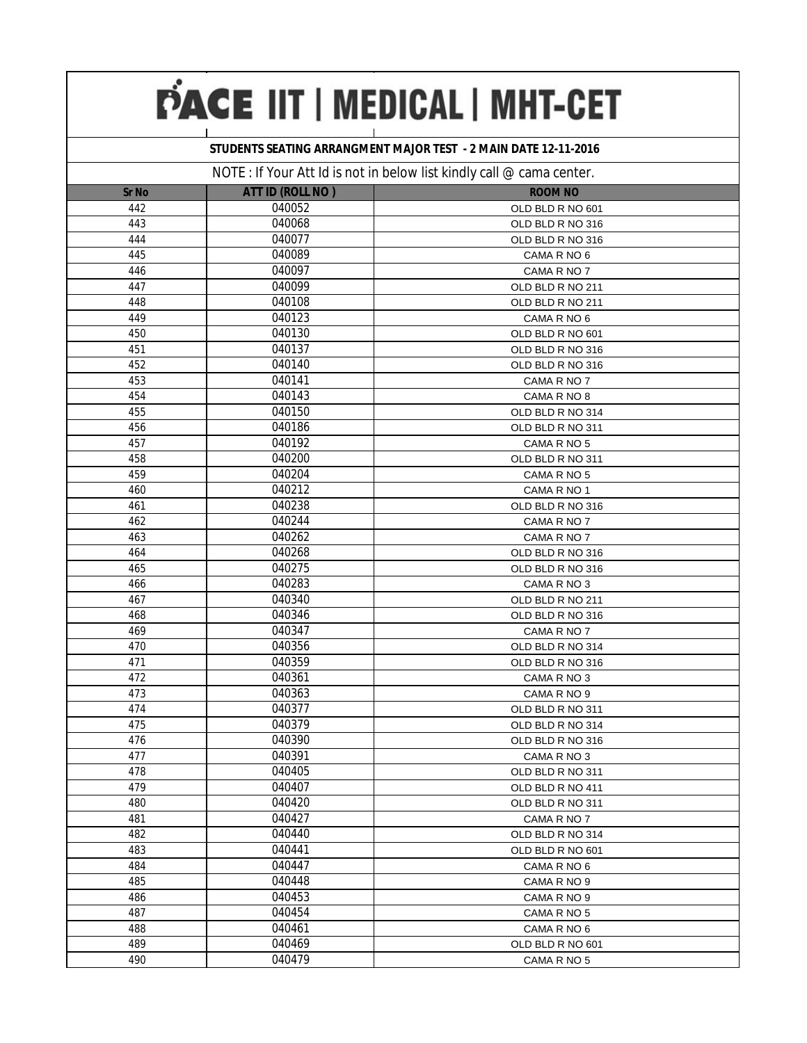# PACE IIT | MEDICAL | MHT-CET

## STUDENTS SEATING ARRANGMENT MAJOR TEST - 2 MAIN DATE 12-11-2016

NOTE : If Your Att Id is not in below list kindly call @ cama center.

| Sr No | ATT ID (ROLL NO ) | ROOM NO |
|---|---|---|
| 442 | 040052 | OLD BLD R NO 601 |
| 443 | 040068 | OLD BLD R NO 316 |
| 444 | 040077 | OLD BLD R NO 316 |
| 445 | 040089 | CAMA R NO 6 |
| 446 | 040097 | CAMA R NO 7 |
| 447 | 040099 | OLD BLD R NO 211 |
| 448 | 040108 | OLD BLD R NO 211 |
| 449 | 040123 | CAMA R NO 6 |
| 450 | 040130 | OLD BLD R NO 601 |
| 451 | 040137 | OLD BLD R NO 316 |
| 452 | 040140 | OLD BLD R NO 316 |
| 453 | 040141 | CAMA R NO 7 |
| 454 | 040143 | CAMA R NO 8 |
| 455 | 040150 | OLD BLD R NO 314 |
| 456 | 040186 | OLD BLD R NO 311 |
| 457 | 040192 | CAMA R NO 5 |
| 458 | 040200 | OLD BLD R NO 311 |
| 459 | 040204 | CAMA R NO 5 |
| 460 | 040212 | CAMA R NO 1 |
| 461 | 040238 | OLD BLD R NO 316 |
| 462 | 040244 | CAMA R NO 7 |
| 463 | 040262 | CAMA R NO 7 |
| 464 | 040268 | OLD BLD R NO 316 |
| 465 | 040275 | OLD BLD R NO 316 |
| 466 | 040283 | CAMA R NO 3 |
| 467 | 040340 | OLD BLD R NO 211 |
| 468 | 040346 | OLD BLD R NO 316 |
| 469 | 040347 | CAMA R NO 7 |
| 470 | 040356 | OLD BLD R NO 314 |
| 471 | 040359 | OLD BLD R NO 316 |
| 472 | 040361 | CAMA R NO 3 |
| 473 | 040363 | CAMA R NO 9 |
| 474 | 040377 | OLD BLD R NO 311 |
| 475 | 040379 | OLD BLD R NO 314 |
| 476 | 040390 | OLD BLD R NO 316 |
| 477 | 040391 | CAMA R NO 3 |
| 478 | 040405 | OLD BLD R NO 311 |
| 479 | 040407 | OLD BLD R NO 411 |
| 480 | 040420 | OLD BLD R NO 311 |
| 481 | 040427 | CAMA R NO 7 |
| 482 | 040440 | OLD BLD R NO 314 |
| 483 | 040441 | OLD BLD R NO 601 |
| 484 | 040447 | CAMA R NO 6 |
| 485 | 040448 | CAMA R NO 9 |
| 486 | 040453 | CAMA R NO 9 |
| 487 | 040454 | CAMA R NO 5 |
| 488 | 040461 | CAMA R NO 6 |
| 489 | 040469 | OLD BLD R NO 601 |
| 490 | 040479 | CAMA R NO 5 |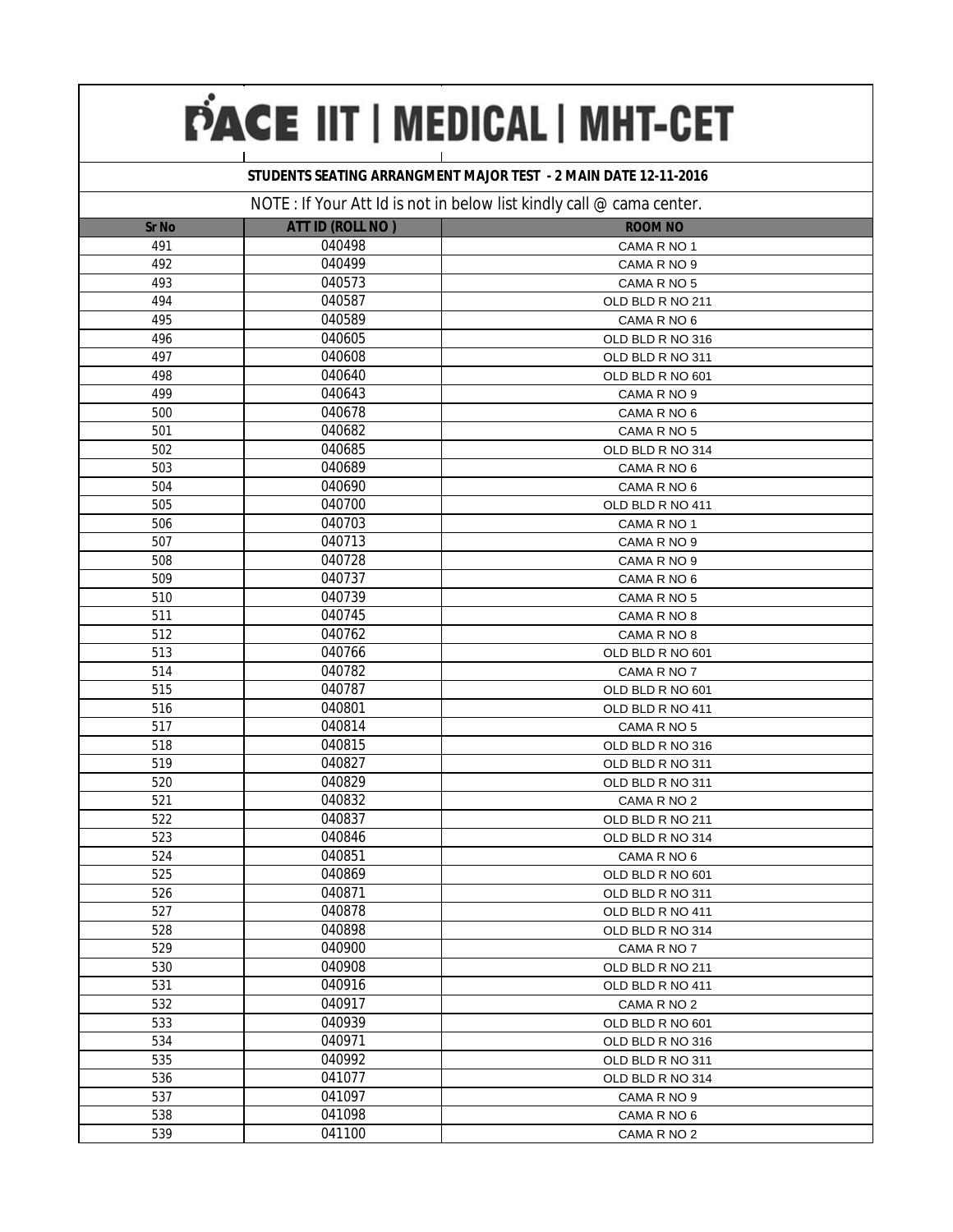# PACE IIT | MEDICAL | MHT-CET

**STUDENTS SEATING ARRANGMENT MAJOR TEST - 2 MAIN DATE 12-11-2016**

NOTE : If Your Att Id is not in below list kindly call @ cama center.

| Sr No | ATT ID (ROLL NO ) | ROOM NO |
|---|---|---|
| 491 | 040498 | CAMA R NO 1 |
| 492 | 040499 | CAMA R NO 9 |
| 493 | 040573 | CAMA R NO 5 |
| 494 | 040587 | OLD BLD R NO 211 |
| 495 | 040589 | CAMA R NO 6 |
| 496 | 040605 | OLD BLD R NO 316 |
| 497 | 040608 | OLD BLD R NO 311 |
| 498 | 040640 | OLD BLD R NO 601 |
| 499 | 040643 | CAMA R NO 9 |
| 500 | 040678 | CAMA R NO 6 |
| 501 | 040682 | CAMA R NO 5 |
| 502 | 040685 | OLD BLD R NO 314 |
| 503 | 040689 | CAMA R NO 6 |
| 504 | 040690 | CAMA R NO 6 |
| 505 | 040700 | OLD BLD R NO 411 |
| 506 | 040703 | CAMA R NO 1 |
| 507 | 040713 | CAMA R NO 9 |
| 508 | 040728 | CAMA R NO 9 |
| 509 | 040737 | CAMA R NO 6 |
| 510 | 040739 | CAMA R NO 5 |
| 511 | 040745 | CAMA R NO 8 |
| 512 | 040762 | CAMA R NO 8 |
| 513 | 040766 | OLD BLD R NO 601 |
| 514 | 040782 | CAMA R NO 7 |
| 515 | 040787 | OLD BLD R NO 601 |
| 516 | 040801 | OLD BLD R NO 411 |
| 517 | 040814 | CAMA R NO 5 |
| 518 | 040815 | OLD BLD R NO 316 |
| 519 | 040827 | OLD BLD R NO 311 |
| 520 | 040829 | OLD BLD R NO 311 |
| 521 | 040832 | CAMA R NO 2 |
| 522 | 040837 | OLD BLD R NO 211 |
| 523 | 040846 | OLD BLD R NO 314 |
| 524 | 040851 | CAMA R NO 6 |
| 525 | 040869 | OLD BLD R NO 601 |
| 526 | 040871 | OLD BLD R NO 311 |
| 527 | 040878 | OLD BLD R NO 411 |
| 528 | 040898 | OLD BLD R NO 314 |
| 529 | 040900 | CAMA R NO 7 |
| 530 | 040908 | OLD BLD R NO 211 |
| 531 | 040916 | OLD BLD R NO 411 |
| 532 | 040917 | CAMA R NO 2 |
| 533 | 040939 | OLD BLD R NO 601 |
| 534 | 040971 | OLD BLD R NO 316 |
| 535 | 040992 | OLD BLD R NO 311 |
| 536 | 041077 | OLD BLD R NO 314 |
| 537 | 041097 | CAMA R NO 9 |
| 538 | 041098 | CAMA R NO 6 |
| 539 | 041100 | CAMA R NO 2 |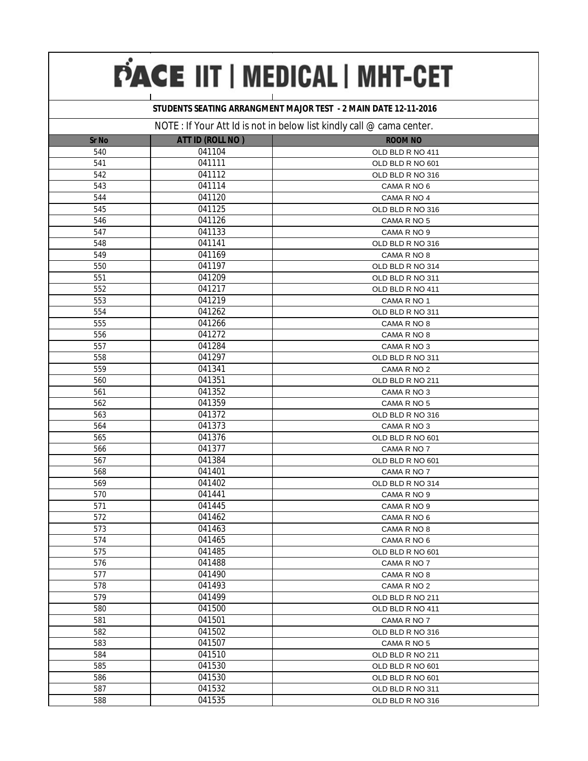# PACE IIT | MEDICAL | MHT-CET

**STUDENTS SEATING ARRANGMENT MAJOR TEST - 2 MAIN DATE 12-11-2016**

NOTE : If Your Att Id is not in below list kindly call @ cama center.

| Sr No | ATT ID (ROLL NO ) | ROOM NO |
|---|---|---|
| 540 | 041104 | OLD BLD R NO 411 |
| 541 | 041111 | OLD BLD R NO 601 |
| 542 | 041112 | OLD BLD R NO 316 |
| 543 | 041114 | CAMA R NO 6 |
| 544 | 041120 | CAMA R NO 4 |
| 545 | 041125 | OLD BLD R NO 316 |
| 546 | 041126 | CAMA R NO 5 |
| 547 | 041133 | CAMA R NO 9 |
| 548 | 041141 | OLD BLD R NO 316 |
| 549 | 041169 | CAMA R NO 8 |
| 550 | 041197 | OLD BLD R NO 314 |
| 551 | 041209 | OLD BLD R NO 311 |
| 552 | 041217 | OLD BLD R NO 411 |
| 553 | 041219 | CAMA R NO 1 |
| 554 | 041262 | OLD BLD R NO 311 |
| 555 | 041266 | CAMA R NO 8 |
| 556 | 041272 | CAMA R NO 8 |
| 557 | 041284 | CAMA R NO 3 |
| 558 | 041297 | OLD BLD R NO 311 |
| 559 | 041341 | CAMA R NO 2 |
| 560 | 041351 | OLD BLD R NO 211 |
| 561 | 041352 | CAMA R NO 3 |
| 562 | 041359 | CAMA R NO 5 |
| 563 | 041372 | OLD BLD R NO 316 |
| 564 | 041373 | CAMA R NO 3 |
| 565 | 041376 | OLD BLD R NO 601 |
| 566 | 041377 | CAMA R NO 7 |
| 567 | 041384 | OLD BLD R NO 601 |
| 568 | 041401 | CAMA R NO 7 |
| 569 | 041402 | OLD BLD R NO 314 |
| 570 | 041441 | CAMA R NO 9 |
| 571 | 041445 | CAMA R NO 9 |
| 572 | 041462 | CAMA R NO 6 |
| 573 | 041463 | CAMA R NO 8 |
| 574 | 041465 | CAMA R NO 6 |
| 575 | 041485 | OLD BLD R NO 601 |
| 576 | 041488 | CAMA R NO 7 |
| 577 | 041490 | CAMA R NO 8 |
| 578 | 041493 | CAMA R NO 2 |
| 579 | 041499 | OLD BLD R NO 211 |
| 580 | 041500 | OLD BLD R NO 411 |
| 581 | 041501 | CAMA R NO 7 |
| 582 | 041502 | OLD BLD R NO 316 |
| 583 | 041507 | CAMA R NO 5 |
| 584 | 041510 | OLD BLD R NO 211 |
| 585 | 041530 | OLD BLD R NO 601 |
| 586 | 041530 | OLD BLD R NO 601 |
| 587 | 041532 | OLD BLD R NO 311 |
| 588 | 041535 | OLD BLD R NO 316 |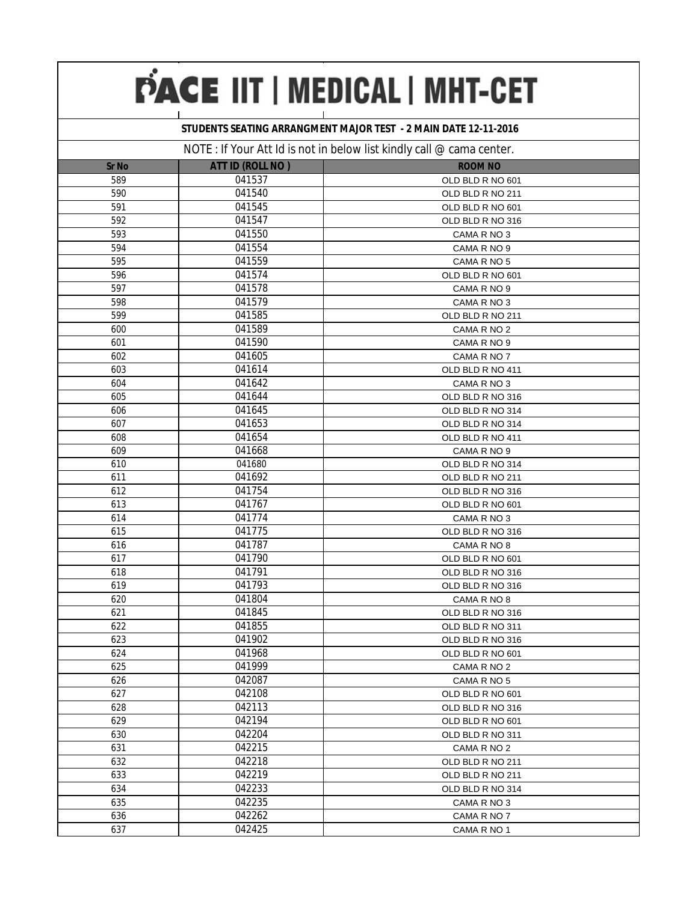# PACE IIT | MEDICAL | MHT-CET

**STUDENTS SEATING ARRANGMENT MAJOR TEST - 2 MAIN DATE 12-11-2016**

NOTE : If Your Att Id is not in below list kindly call @ cama center.

| Sr No | ATT ID (ROLL NO ) | ROOM NO |
|---|---|---|
| 589 | 041537 | OLD BLD R NO 601 |
| 590 | 041540 | OLD BLD R NO 211 |
| 591 | 041545 | OLD BLD R NO 601 |
| 592 | 041547 | OLD BLD R NO 316 |
| 593 | 041550 | CAMA R NO 3 |
| 594 | 041554 | CAMA R NO 9 |
| 595 | 041559 | CAMA R NO 5 |
| 596 | 041574 | OLD BLD R NO 601 |
| 597 | 041578 | CAMA R NO 9 |
| 598 | 041579 | CAMA R NO 3 |
| 599 | 041585 | OLD BLD R NO 211 |
| 600 | 041589 | CAMA R NO 2 |
| 601 | 041590 | CAMA R NO 9 |
| 602 | 041605 | CAMA R NO 7 |
| 603 | 041614 | OLD BLD R NO 411 |
| 604 | 041642 | CAMA R NO 3 |
| 605 | 041644 | OLD BLD R NO 316 |
| 606 | 041645 | OLD BLD R NO 314 |
| 607 | 041653 | OLD BLD R NO 314 |
| 608 | 041654 | OLD BLD R NO 411 |
| 609 | 041668 | CAMA R NO 9 |
| 610 | 041680 | OLD BLD R NO 314 |
| 611 | 041692 | OLD BLD R NO 211 |
| 612 | 041754 | OLD BLD R NO 316 |
| 613 | 041767 | OLD BLD R NO 601 |
| 614 | 041774 | CAMA R NO 3 |
| 615 | 041775 | OLD BLD R NO 316 |
| 616 | 041787 | CAMA R NO 8 |
| 617 | 041790 | OLD BLD R NO 601 |
| 618 | 041791 | OLD BLD R NO 316 |
| 619 | 041793 | OLD BLD R NO 316 |
| 620 | 041804 | CAMA R NO 8 |
| 621 | 041845 | OLD BLD R NO 316 |
| 622 | 041855 | OLD BLD R NO 311 |
| 623 | 041902 | OLD BLD R NO 316 |
| 624 | 041968 | OLD BLD R NO 601 |
| 625 | 041999 | CAMA R NO 2 |
| 626 | 042087 | CAMA R NO 5 |
| 627 | 042108 | OLD BLD R NO 601 |
| 628 | 042113 | OLD BLD R NO 316 |
| 629 | 042194 | OLD BLD R NO 601 |
| 630 | 042204 | OLD BLD R NO 311 |
| 631 | 042215 | CAMA R NO 2 |
| 632 | 042218 | OLD BLD R NO 211 |
| 633 | 042219 | OLD BLD R NO 211 |
| 634 | 042233 | OLD BLD R NO 314 |
| 635 | 042235 | CAMA R NO 3 |
| 636 | 042262 | CAMA R NO 7 |
| 637 | 042425 | CAMA R NO 1 |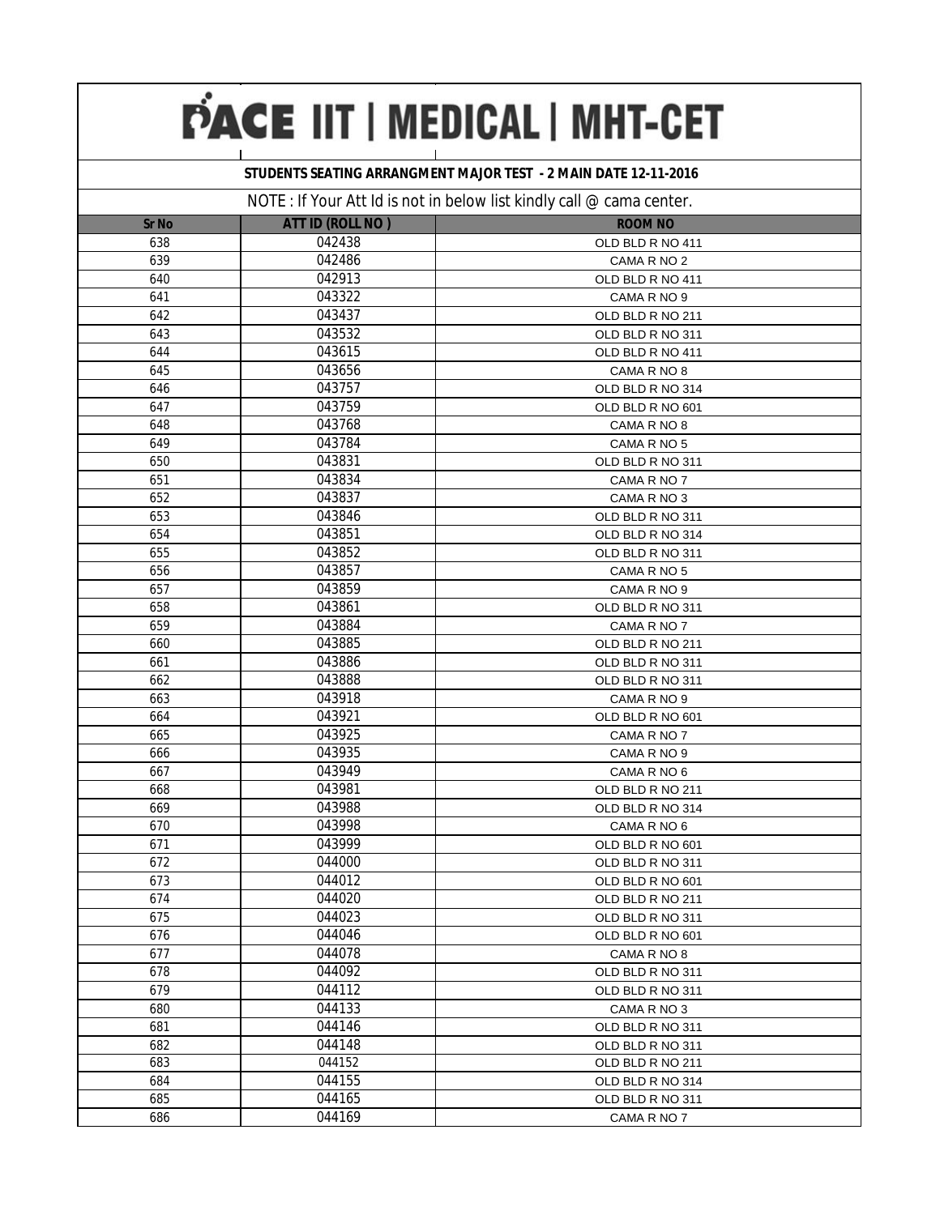# PACE IIT | MEDICAL | MHT-CET

**STUDENTS SEATING ARRANGMENT MAJOR TEST - 2 MAIN DATE 12-11-2016**

NOTE : If Your Att Id is not in below list kindly call @ cama center.

| Sr No | ATT ID (ROLL NO ) | ROOM NO |
|---|---|---|
| 638 | 042438 | OLD BLD R NO 411 |
| 639 | 042486 | CAMA R NO 2 |
| 640 | 042913 | OLD BLD R NO 411 |
| 641 | 043322 | CAMA R NO 9 |
| 642 | 043437 | OLD BLD R NO 211 |
| 643 | 043532 | OLD BLD R NO 311 |
| 644 | 043615 | OLD BLD R NO 411 |
| 645 | 043656 | CAMA R NO 8 |
| 646 | 043757 | OLD BLD R NO 314 |
| 647 | 043759 | OLD BLD R NO 601 |
| 648 | 043768 | CAMA R NO 8 |
| 649 | 043784 | CAMA R NO 5 |
| 650 | 043831 | OLD BLD R NO 311 |
| 651 | 043834 | CAMA R NO 7 |
| 652 | 043837 | CAMA R NO 3 |
| 653 | 043846 | OLD BLD R NO 311 |
| 654 | 043851 | OLD BLD R NO 314 |
| 655 | 043852 | OLD BLD R NO 311 |
| 656 | 043857 | CAMA R NO 5 |
| 657 | 043859 | CAMA R NO 9 |
| 658 | 043861 | OLD BLD R NO 311 |
| 659 | 043884 | CAMA R NO 7 |
| 660 | 043885 | OLD BLD R NO 211 |
| 661 | 043886 | OLD BLD R NO 311 |
| 662 | 043888 | OLD BLD R NO 311 |
| 663 | 043918 | CAMA R NO 9 |
| 664 | 043921 | OLD BLD R NO 601 |
| 665 | 043925 | CAMA R NO 7 |
| 666 | 043935 | CAMA R NO 9 |
| 667 | 043949 | CAMA R NO 6 |
| 668 | 043981 | OLD BLD R NO 211 |
| 669 | 043988 | OLD BLD R NO 314 |
| 670 | 043998 | CAMA R NO 6 |
| 671 | 043999 | OLD BLD R NO 601 |
| 672 | 044000 | OLD BLD R NO 311 |
| 673 | 044012 | OLD BLD R NO 601 |
| 674 | 044020 | OLD BLD R NO 211 |
| 675 | 044023 | OLD BLD R NO 311 |
| 676 | 044046 | OLD BLD R NO 601 |
| 677 | 044078 | CAMA R NO 8 |
| 678 | 044092 | OLD BLD R NO 311 |
| 679 | 044112 | OLD BLD R NO 311 |
| 680 | 044133 | CAMA R NO 3 |
| 681 | 044146 | OLD BLD R NO 311 |
| 682 | 044148 | OLD BLD R NO 311 |
| 683 | 044152 | OLD BLD R NO 211 |
| 684 | 044155 | OLD BLD R NO 314 |
| 685 | 044165 | OLD BLD R NO 311 |
| 686 | 044169 | CAMA R NO 7 |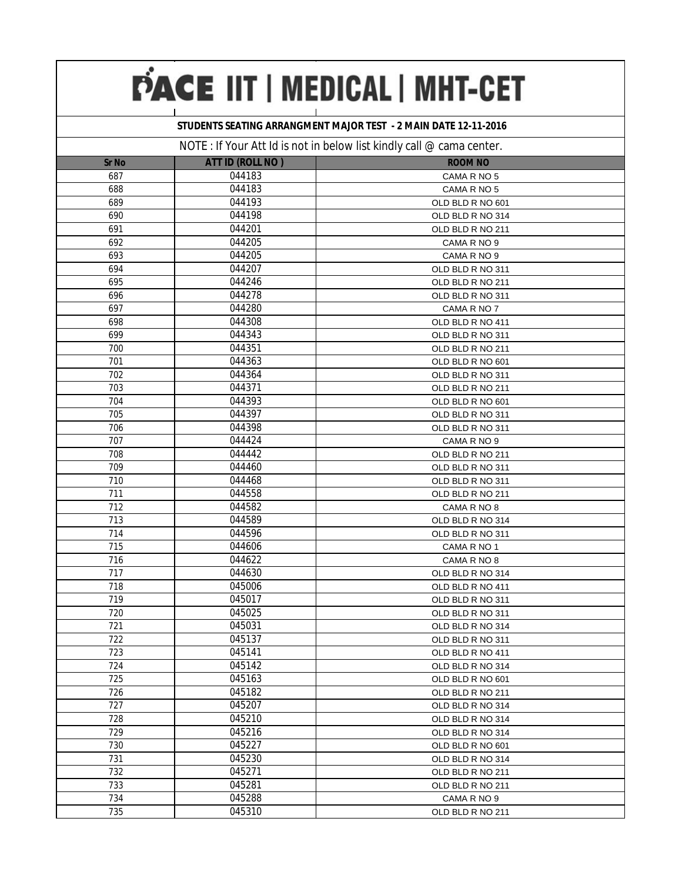# PACE IIT | MEDICAL | MHT-CET

**STUDENTS SEATING ARRANGMENT MAJOR TEST - 2 MAIN DATE 12-11-2016**

NOTE : If Your Att Id is not in below list kindly call @ cama center.

| Sr No | ATT ID (ROLL NO ) | ROOM NO |
|---|---|---|
| 687 | 044183 | CAMA R NO 5 |
| 688 | 044183 | CAMA R NO 5 |
| 689 | 044193 | OLD BLD R NO 601 |
| 690 | 044198 | OLD BLD R NO 314 |
| 691 | 044201 | OLD BLD R NO 211 |
| 692 | 044205 | CAMA R NO 9 |
| 693 | 044205 | CAMA R NO 9 |
| 694 | 044207 | OLD BLD R NO 311 |
| 695 | 044246 | OLD BLD R NO 211 |
| 696 | 044278 | OLD BLD R NO 311 |
| 697 | 044280 | CAMA R NO 7 |
| 698 | 044308 | OLD BLD R NO 411 |
| 699 | 044343 | OLD BLD R NO 311 |
| 700 | 044351 | OLD BLD R NO 211 |
| 701 | 044363 | OLD BLD R NO 601 |
| 702 | 044364 | OLD BLD R NO 311 |
| 703 | 044371 | OLD BLD R NO 211 |
| 704 | 044393 | OLD BLD R NO 601 |
| 705 | 044397 | OLD BLD R NO 311 |
| 706 | 044398 | OLD BLD R NO 311 |
| 707 | 044424 | CAMA R NO 9 |
| 708 | 044442 | OLD BLD R NO 211 |
| 709 | 044460 | OLD BLD R NO 311 |
| 710 | 044468 | OLD BLD R NO 311 |
| 711 | 044558 | OLD BLD R NO 211 |
| 712 | 044582 | CAMA R NO 8 |
| 713 | 044589 | OLD BLD R NO 314 |
| 714 | 044596 | OLD BLD R NO 311 |
| 715 | 044606 | CAMA R NO 1 |
| 716 | 044622 | CAMA R NO 8 |
| 717 | 044630 | OLD BLD R NO 314 |
| 718 | 045006 | OLD BLD R NO 411 |
| 719 | 045017 | OLD BLD R NO 311 |
| 720 | 045025 | OLD BLD R NO 311 |
| 721 | 045031 | OLD BLD R NO 314 |
| 722 | 045137 | OLD BLD R NO 311 |
| 723 | 045141 | OLD BLD R NO 411 |
| 724 | 045142 | OLD BLD R NO 314 |
| 725 | 045163 | OLD BLD R NO 601 |
| 726 | 045182 | OLD BLD R NO 211 |
| 727 | 045207 | OLD BLD R NO 314 |
| 728 | 045210 | OLD BLD R NO 314 |
| 729 | 045216 | OLD BLD R NO 314 |
| 730 | 045227 | OLD BLD R NO 601 |
| 731 | 045230 | OLD BLD R NO 314 |
| 732 | 045271 | OLD BLD R NO 211 |
| 733 | 045281 | OLD BLD R NO 211 |
| 734 | 045288 | CAMA R NO 9 |
| 735 | 045310 | OLD BLD R NO 211 |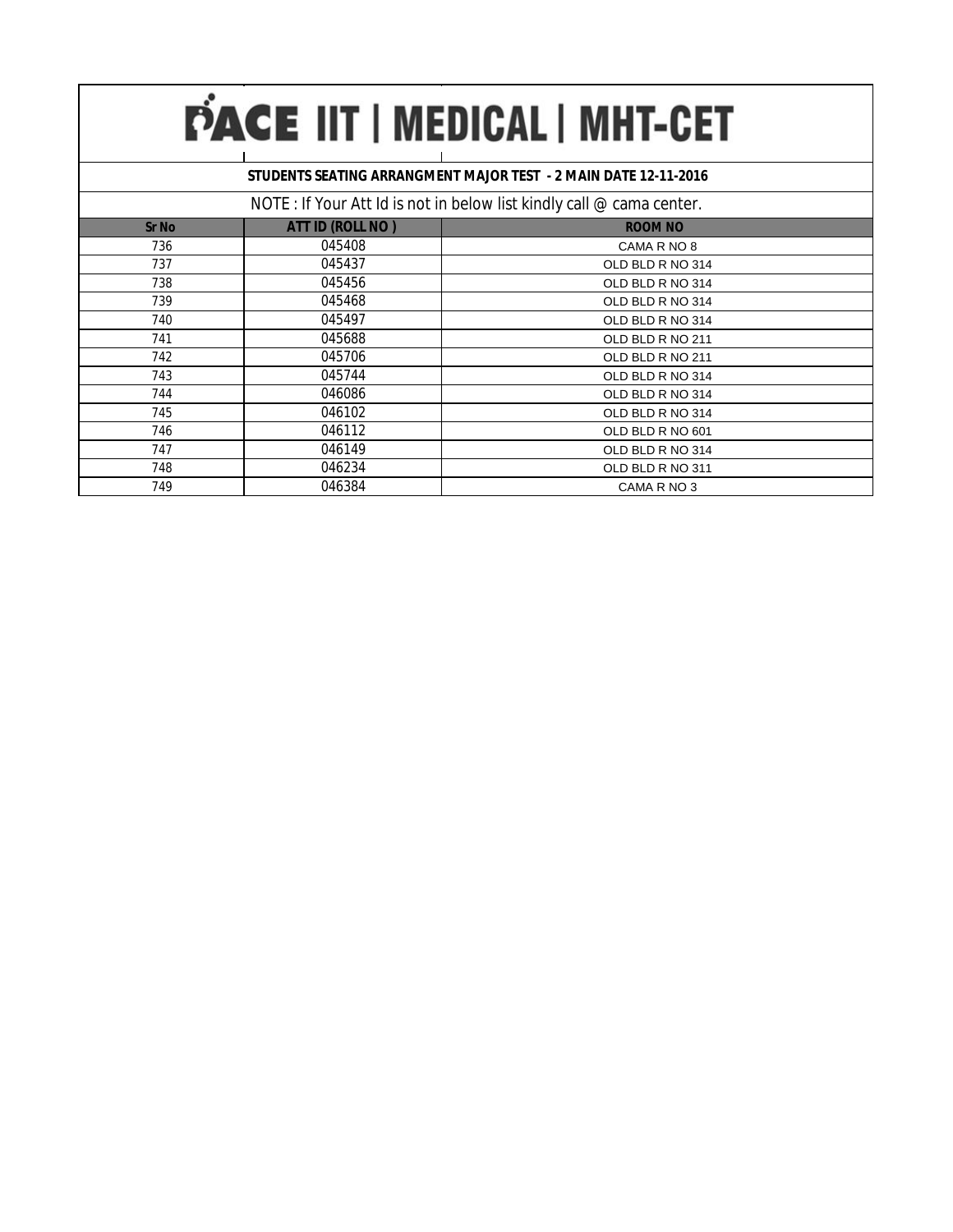# PACE IIT | MEDICAL | MHT-CET

**STUDENTS SEATING ARRANGMENT MAJOR TEST - 2 MAIN DATE 12-11-2016**

NOTE : If Your Att Id is not in below list kindly call @ cama center.

| Sr No | ATT ID (ROLL NO ) | ROOM NO |
|---|---|---|
| 736 | 045408 | CAMA R NO 8 |
| 737 | 045437 | OLD BLD R NO 314 |
| 738 | 045456 | OLD BLD R NO 314 |
| 739 | 045468 | OLD BLD R NO 314 |
| 740 | 045497 | OLD BLD R NO 314 |
| 741 | 045688 | OLD BLD R NO 211 |
| 742 | 045706 | OLD BLD R NO 211 |
| 743 | 045744 | OLD BLD R NO 314 |
| 744 | 046086 | OLD BLD R NO 314 |
| 745 | 046102 | OLD BLD R NO 314 |
| 746 | 046112 | OLD BLD R NO 601 |
| 747 | 046149 | OLD BLD R NO 314 |
| 748 | 046234 | OLD BLD R NO 311 |
| 749 | 046384 | CAMA R NO 3 |